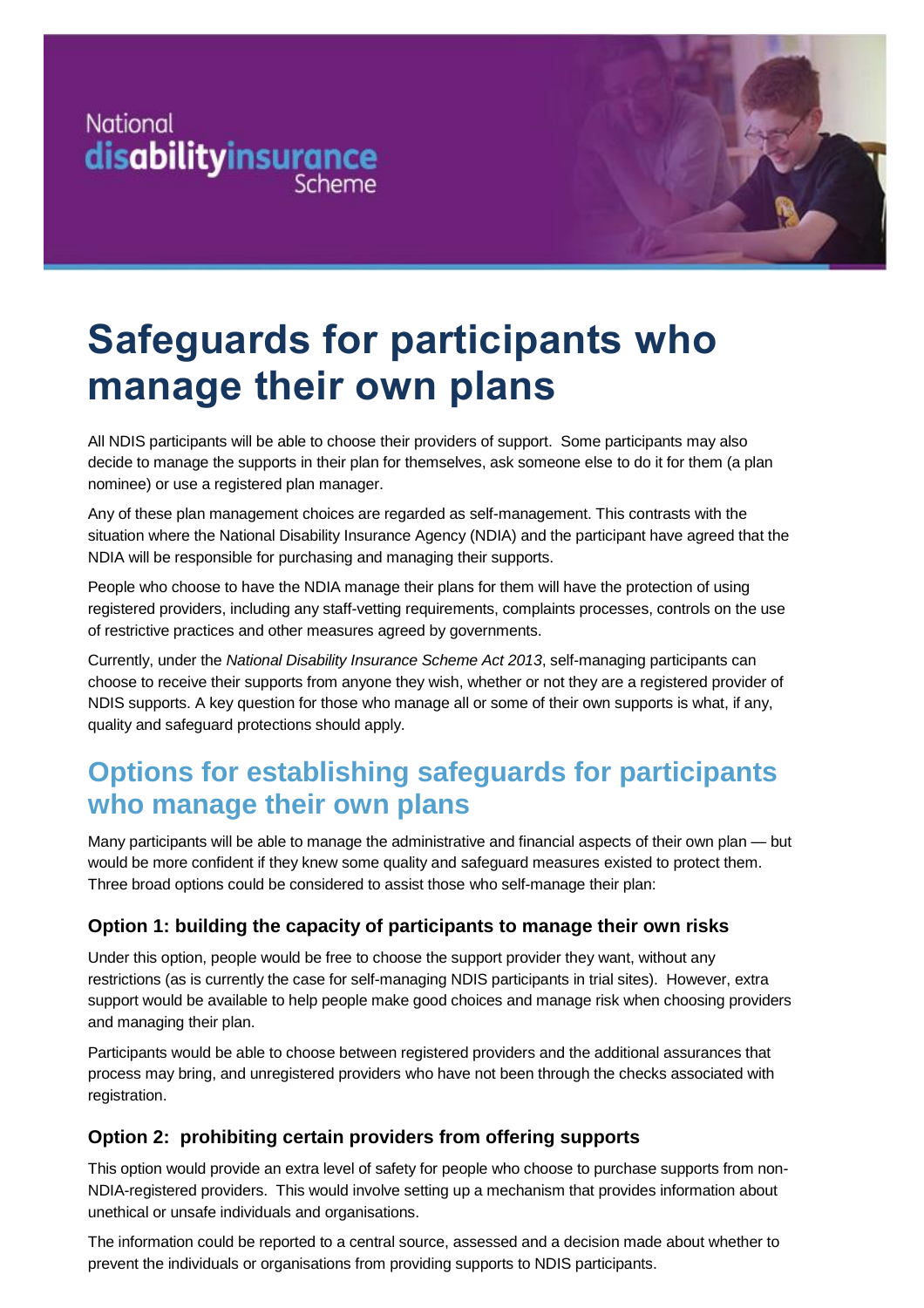National disabilityinsurance Scheme

# Safeguards for participants who manage their own plans

All NDIS participants will be able to choose their providers of support. Some participants may also decide to manage the supports in their plan for themselves, ask someone else to do it for them (a plan nominee) or use a registered plan manager.

Any of these plan management choices are regarded as self-management. This contrasts with the situation where the National Disability Insurance Agency (NDIA) and the participant have agreed that the NDIA will be responsible for purchasing and managing their supports.

People who choose to have the NDIA manage their plans for them will have the protection of using registered providers, including any staff-vetting requirements, complaints processes, controls on the use of restrictive practices and other measures agreed by governments.

Currently, under the *National Disability Insurance Scheme Act 2013*, self-managing participants can choose to receive their supports from anyone they wish, whether or not they are a registered provider of NDIS supports. A key question for those who manage all or some of their own supports is what, if any, quality and safeguard protections should apply.

## Options for establishing safeguards for participants who manage their own plans

Many participants will be able to manage the administrative and financial aspects of their own plan — but would be more confident if they knew some quality and safeguard measures existed to protect them. Three broad options could be considered to assist those who self-manage their plan:

### Option 1: building the capacity of participants to manage their own risks

Under this option, people would be free to choose the support provider they want, without any restrictions (as is currently the case for self-managing NDIS participants in trial sites). However, extra support would be available to help people make good choices and manage risk when choosing providers and managing their plan.

Participants would be able to choose between registered providers and the additional assurances that process may bring, and unregistered providers who have not been through the checks associated with registration.

### Option 2: prohibiting certain providers from offering supports

This option would provide an extra level of safety for people who choose to purchase supports from non-NDIA-registered providers. This would involve setting up a mechanism that provides information about unethical or unsafe individuals and organisations.

The information could be reported to a central source, assessed and a decision made about whether to prevent the individuals or organisations from providing supports to NDIS participants.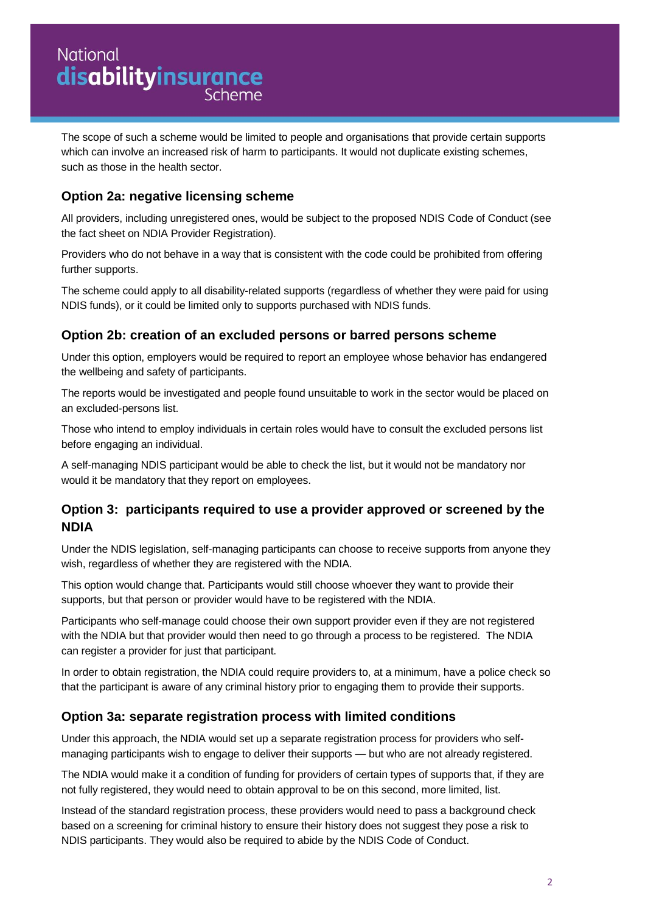The scope of such a scheme would be limited to people and organisations that provide certain supports which can involve an increased risk of harm to participants. It would not duplicate existing schemes, such as those in the health sector.

### Option 2a: negative licensing scheme

All providers, including unregistered ones, would be subject to the proposed NDIS Code of Conduct (see the fact sheet on NDIA Provider Registration).

Providers who do not behave in a way that is consistent with the code could be prohibited from offering further supports.

The scheme could apply to all disability-related supports (regardless of whether they were paid for using NDIS funds), or it could be limited only to supports purchased with NDIS funds.

### Option 2b: creation of an excluded persons or barred persons scheme

Under this option, employers would be required to report an employee whose behavior has endangered the wellbeing and safety of participants.

The reports would be investigated and people found unsuitable to work in the sector would be placed on an excluded-persons list.

Those who intend to employ individuals in certain roles would have to consult the excluded persons list before engaging an individual.

A self-managing NDIS participant would be able to check the list, but it would not be mandatory nor would it be mandatory that they report on employees.

### Option 3: participants required to use a provider approved or screened by the NDIA

Under the NDIS legislation, self-managing participants can choose to receive supports from anyone they wish, regardless of whether they are registered with the NDIA.

This option would change that. Participants would still choose whoever they want to provide their supports, but that person or provider would have to be registered with the NDIA.

Participants who self-manage could choose their own support provider even if they are not registered with the NDIA but that provider would then need to go through a process to be registered. The NDIA can register a provider for just that participant.

In order to obtain registration, the NDIA could require providers to, at a minimum, have a police check so that the participant is aware of any criminal history prior to engaging them to provide their supports.

### Option 3a: separate registration process with limited conditions

Under this approach, the NDIA would set up a separate registration process for providers who self-managing participants wish to engage to deliver their supports — but who are not already registered.

The NDIA would make it a condition of funding for providers of certain types of supports that, if they are not fully registered, they would need to obtain approval to be on this second, more limited, list.

Instead of the standard registration process, these providers would need to pass a background check based on a screening for criminal history to ensure their history does not suggest they pose a risk to NDIS participants. They would also be required to abide by the NDIS Code of Conduct.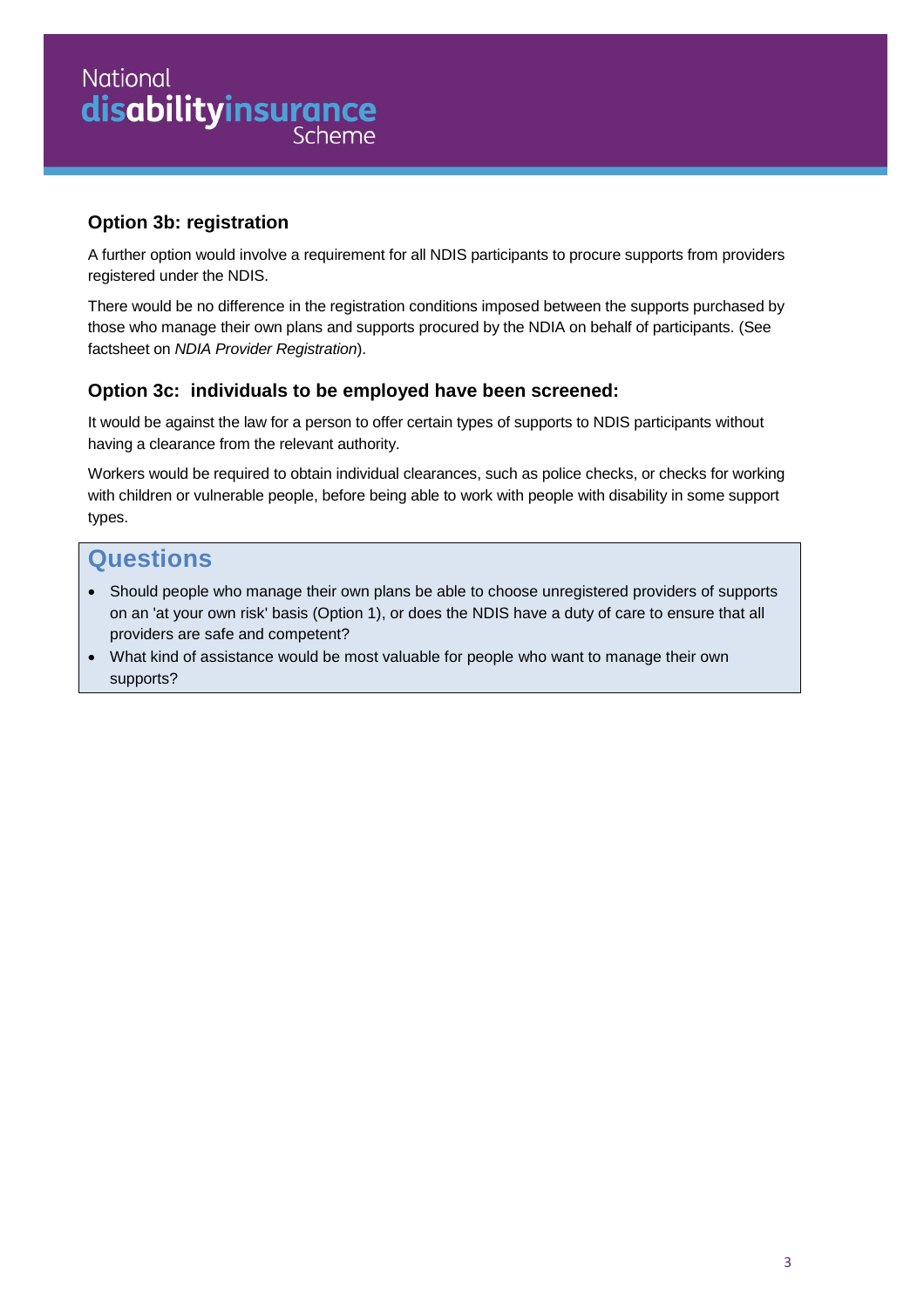## Option 3b: registration

A further option would involve a requirement for all NDIS participants to procure supports from providers registered under the NDIS.

There would be no difference in the registration conditions imposed between the supports purchased by those who manage their own plans and supports procured by the NDIA on behalf of participants. (See factsheet on *NDIA Provider Registration*).

## Option 3c: individuals to be employed have been screened:

It would be against the law for a person to offer certain types of supports to NDIS participants without having a clearance from the relevant authority.

Workers would be required to obtain individual clearances, such as police checks, or checks for working with children or vulnerable people, before being able to work with people with disability in some support types.

## Questions

- Should people who manage their own plans be able to choose unregistered providers of supports on an 'at your own risk' basis (Option 1), or does the NDIS have a duty of care to ensure that all providers are safe and competent?
- What kind of assistance would be most valuable for people who want to manage their own supports?